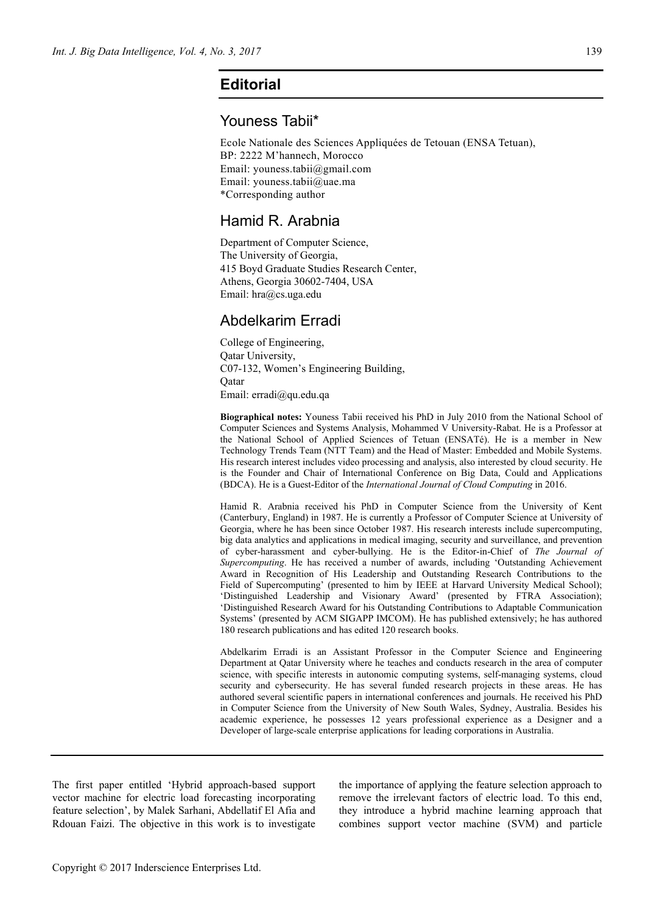# Editorial

## Youness Tabii*

Ecole Nationale des Sciences Appliquées de Tetouan (ENSA Tetuan),
BP: 2222 M'hannech, Morocco
Email: youness.tabii@gmail.com
Email: youness.tabii@uae.ma
*Corresponding author

## Hamid R. Arabnia

Department of Computer Science,
The University of Georgia,
415 Boyd Graduate Studies Research Center,
Athens, Georgia 30602-7404, USA
Email: hra@cs.uga.edu

## Abdelkarim Erradi

College of Engineering,
Qatar University,
C07-132, Women's Engineering Building,
Qatar
Email: erradi@qu.edu.qa

**Biographical notes:** Youness Tabii received his PhD in July 2010 from the National School of Computer Sciences and Systems Analysis, Mohammed V University-Rabat. He is a Professor at the National School of Applied Sciences of Tetuan (ENSATé). He is a member in New Technology Trends Team (NTT Team) and the Head of Master: Embedded and Mobile Systems. His research interest includes video processing and analysis, also interested by cloud security. He is the Founder and Chair of International Conference on Big Data, Could and Applications (BDCA). He is a Guest-Editor of the *International Journal of Cloud Computing* in 2016.

Hamid R. Arabnia received his PhD in Computer Science from the University of Kent (Canterbury, England) in 1987. He is currently a Professor of Computer Science at University of Georgia, where he has been since October 1987. His research interests include supercomputing, big data analytics and applications in medical imaging, security and surveillance, and prevention of cyber-harassment and cyber-bullying. He is the Editor-in-Chief of *The Journal of Supercomputing*. He has received a number of awards, including 'Outstanding Achievement Award in Recognition of His Leadership and Outstanding Research Contributions to the Field of Supercomputing' (presented to him by IEEE at Harvard University Medical School); 'Distinguished Leadership and Visionary Award' (presented by FTRA Association); 'Distinguished Research Award for his Outstanding Contributions to Adaptable Communication Systems' (presented by ACM SIGAPP IMCOM). He has published extensively; he has authored 180 research publications and has edited 120 research books.

Abdelkarim Erradi is an Assistant Professor in the Computer Science and Engineering Department at Qatar University where he teaches and conducts research in the area of computer science, with specific interests in autonomic computing systems, self-managing systems, cloud security and cybersecurity. He has several funded research projects in these areas. He has authored several scientific papers in international conferences and journals. He received his PhD in Computer Science from the University of New South Wales, Sydney, Australia. Besides his academic experience, he possesses 12 years professional experience as a Designer and a Developer of large-scale enterprise applications for leading corporations in Australia.

---

The first paper entitled 'Hybrid approach-based support vector machine for electric load forecasting incorporating feature selection', by Malek Sarhani, Abdellatif El Afia and Rdouan Faizi. The objective in this work is to investigate the importance of applying the feature selection approach to remove the irrelevant factors of electric load. To this end, they introduce a hybrid machine learning approach that combines support vector machine (SVM) and particle

Copyright © 2017 Inderscience Enterprises Ltd.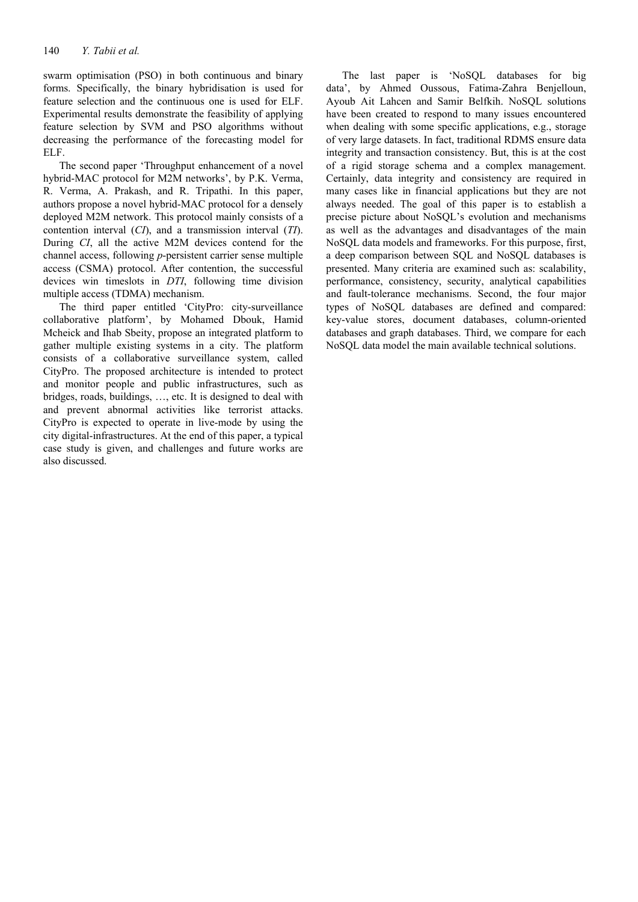swarm optimisation (PSO) in both continuous and binary forms. Specifically, the binary hybridisation is used for feature selection and the continuous one is used for ELF. Experimental results demonstrate the feasibility of applying feature selection by SVM and PSO algorithms without decreasing the performance of the forecasting model for ELF.

The second paper 'Throughput enhancement of a novel hybrid-MAC protocol for M2M networks', by P.K. Verma, R. Verma, A. Prakash, and R. Tripathi. In this paper, authors propose a novel hybrid-MAC protocol for a densely deployed M2M network. This protocol mainly consists of a contention interval (*CI*), and a transmission interval (*TI*). During *CI*, all the active M2M devices contend for the channel access, following *p*-persistent carrier sense multiple access (CSMA) protocol. After contention, the successful devices win timeslots in *DTI*, following time division multiple access (TDMA) mechanism.

The third paper entitled 'CityPro: city-surveillance collaborative platform', by Mohamed Dbouk, Hamid Mcheick and Ihab Sbeity, propose an integrated platform to gather multiple existing systems in a city. The platform consists of a collaborative surveillance system, called CityPro. The proposed architecture is intended to protect and monitor people and public infrastructures, such as bridges, roads, buildings, …, etc. It is designed to deal with and prevent abnormal activities like terrorist attacks. CityPro is expected to operate in live-mode by using the city digital-infrastructures. At the end of this paper, a typical case study is given, and challenges and future works are also discussed.

The last paper is 'NoSQL databases for big data', by Ahmed Oussous, Fatima-Zahra Benjelloun, Ayoub Ait Lahcen and Samir Belfkih. NoSQL solutions have been created to respond to many issues encountered when dealing with some specific applications, e.g., storage of very large datasets. In fact, traditional RDMS ensure data integrity and transaction consistency. But, this is at the cost of a rigid storage schema and a complex management. Certainly, data integrity and consistency are required in many cases like in financial applications but they are not always needed. The goal of this paper is to establish a precise picture about NoSQL's evolution and mechanisms as well as the advantages and disadvantages of the main NoSQL data models and frameworks. For this purpose, first, a deep comparison between SQL and NoSQL databases is presented. Many criteria are examined such as: scalability, performance, consistency, security, analytical capabilities and fault-tolerance mechanisms. Second, the four major types of NoSQL databases are defined and compared: key-value stores, document databases, column-oriented databases and graph databases. Third, we compare for each NoSQL data model the main available technical solutions.